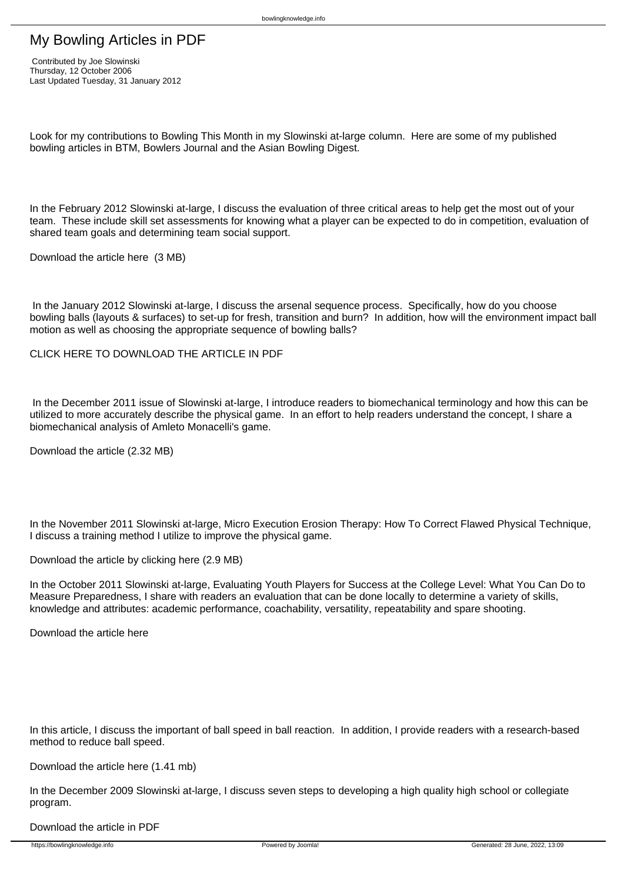# My Bowling Articles in PDF

Contributed by Joe Slowinski
Thursday, 12 October 2006
Last Updated Tuesday, 31 January 2012

Look for my contributions to Bowling This Month in my Slowinski at-large column.  Here are some of my published bowling articles in BTM, Bowlers Journal and the Asian Bowling Digest.

In the February 2012 Slowinski at-large, I discuss the evaluation of three critical areas to help get the most out of your team.  These include skill set assessments for knowing what a player can be expected to do in competition, evaluation of shared team goals and determining team social support.

Download the article here  (3 MB)

In the January 2012 Slowinski at-large, I discuss the arsenal sequence process.  Specifically, how do you choose bowling balls (layouts & surfaces) to set-up for fresh, transition and burn?  In addition, how will the environment impact ball motion as well as choosing the appropriate sequence of bowling balls?

CLICK HERE TO DOWNLOAD THE ARTICLE IN PDF

In the December 2011 issue of Slowinski at-large, I introduce readers to biomechanical terminology and how this can be utilized to more accurately describe the physical game.  In an effort to help readers understand the concept, I share a biomechanical analysis of Amleto Monacelli's game.

Download the article (2.32 MB)

In the November 2011 Slowinski at-large, Micro Execution Erosion Therapy: How To Correct Flawed Physical Technique, I discuss a training method I utilize to improve the physical game.

Download the article by clicking here (2.9 MB)

In the October 2011 Slowinski at-large, Evaluating Youth Players for Success at the College Level: What You Can Do to Measure Preparedness, I share with readers an evaluation that can be done locally to determine a variety of skills, knowledge and attributes: academic performance, coachability, versatility, repeatability and spare shooting.

Download the article here

In this article, I discuss the important of ball speed in ball reaction.  In addition, I provide readers with a research-based method to reduce ball speed.

Download the article here (1.41 mb)

In the December 2009 Slowinski at-large, I discuss seven steps to developing a high quality high school or collegiate program.

Download the article in PDF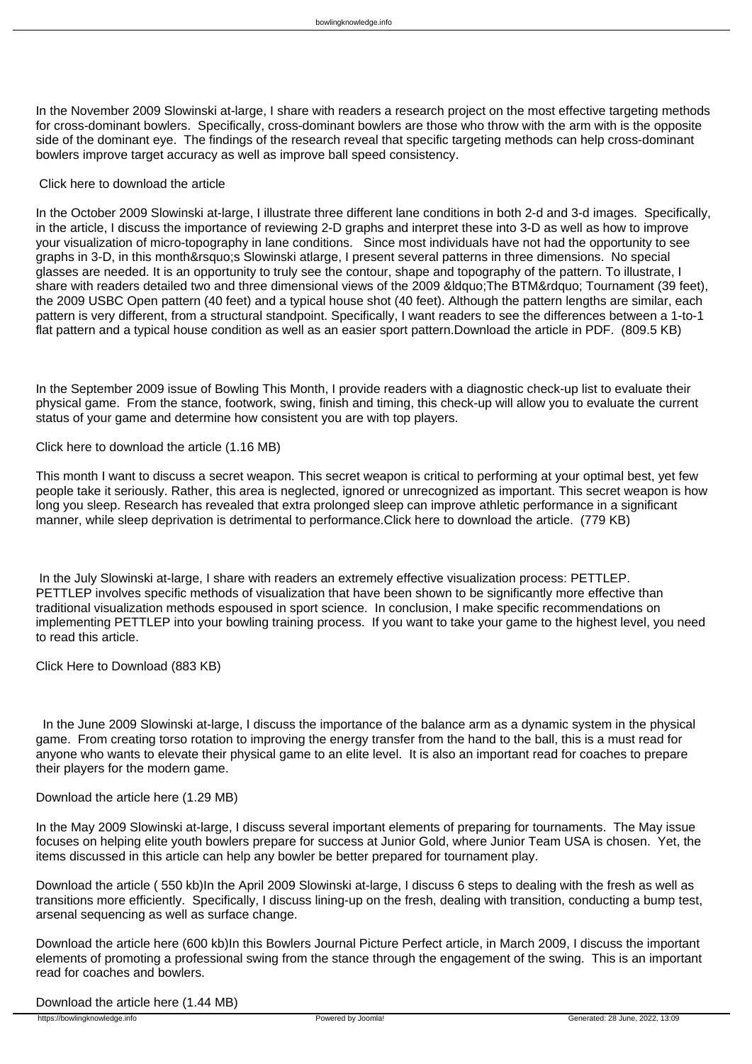In the November 2009 Slowinski at-large, I share with readers a research project on the most effective targeting methods for cross-dominant bowlers. Specifically, cross-dominant bowlers are those who throw with the arm with is the opposite side of the dominant eye. The findings of the research reveal that specific targeting methods can help cross-dominant bowlers improve target accuracy as well as improve ball speed consistency.

Click here to download the article

In the October 2009 Slowinski at-large, I illustrate three different lane conditions in both 2-d and 3-d images. Specifically, in the article, I discuss the importance of reviewing 2-D graphs and interpret these into 3-D as well as how to improve your visualization of micro-topography in lane conditions. Since most individuals have not had the opportunity to see graphs in 3-D, in this month&rsquo;s Slowinski atlarge, I present several patterns in three dimensions. No special glasses are needed. It is an opportunity to truly see the contour, shape and topography of the pattern. To illustrate, I share with readers detailed two and three dimensional views of the 2009 &ldquo;The BTM&rdquo; Tournament (39 feet), the 2009 USBC Open pattern (40 feet) and a typical house shot (40 feet). Although the pattern lengths are similar, each pattern is very different, from a structural standpoint. Specifically, I want readers to see the differences between a 1-to-1 flat pattern and a typical house condition as well as an easier sport pattern.Download the article in PDF. (809.5 KB)

In the September 2009 issue of Bowling This Month, I provide readers with a diagnostic check-up list to evaluate their physical game. From the stance, footwork, swing, finish and timing, this check-up will allow you to evaluate the current status of your game and determine how consistent you are with top players.

Click here to download the article (1.16 MB)

This month I want to discuss a secret weapon. This secret weapon is critical to performing at your optimal best, yet few people take it seriously. Rather, this area is neglected, ignored or unrecognized as important. This secret weapon is how long you sleep. Research has revealed that extra prolonged sleep can improve athletic performance in a significant manner, while sleep deprivation is detrimental to performance.Click here to download the article. (779 KB)

In the July Slowinski at-large, I share with readers an extremely effective visualization process: PETTLEP. PETTLEP involves specific methods of visualization that have been shown to be significantly more effective than traditional visualization methods espoused in sport science. In conclusion, I make specific recommendations on implementing PETTLEP into your bowling training process. If you want to take your game to the highest level, you need to read this article.

Click Here to Download (883 KB)

In the June 2009 Slowinski at-large, I discuss the importance of the balance arm as a dynamic system in the physical game. From creating torso rotation to improving the energy transfer from the hand to the ball, this is a must read for anyone who wants to elevate their physical game to an elite level. It is also an important read for coaches to prepare their players for the modern game.

Download the article here (1.29 MB)

In the May 2009 Slowinski at-large, I discuss several important elements of preparing for tournaments. The May issue focuses on helping elite youth bowlers prepare for success at Junior Gold, where Junior Team USA is chosen. Yet, the items discussed in this article can help any bowler be better prepared for tournament play.

Download the article ( 550 kb)In the April 2009 Slowinski at-large, I discuss 6 steps to dealing with the fresh as well as transitions more efficiently. Specifically, I discuss lining-up on the fresh, dealing with transition, conducting a bump test, arsenal sequencing as well as surface change.

Download the article here (600 kb)In this Bowlers Journal Picture Perfect article, in March 2009, I discuss the important elements of promoting a professional swing from the stance through the engagement of the swing. This is an important read for coaches and bowlers.

Download the article here (1.44 MB)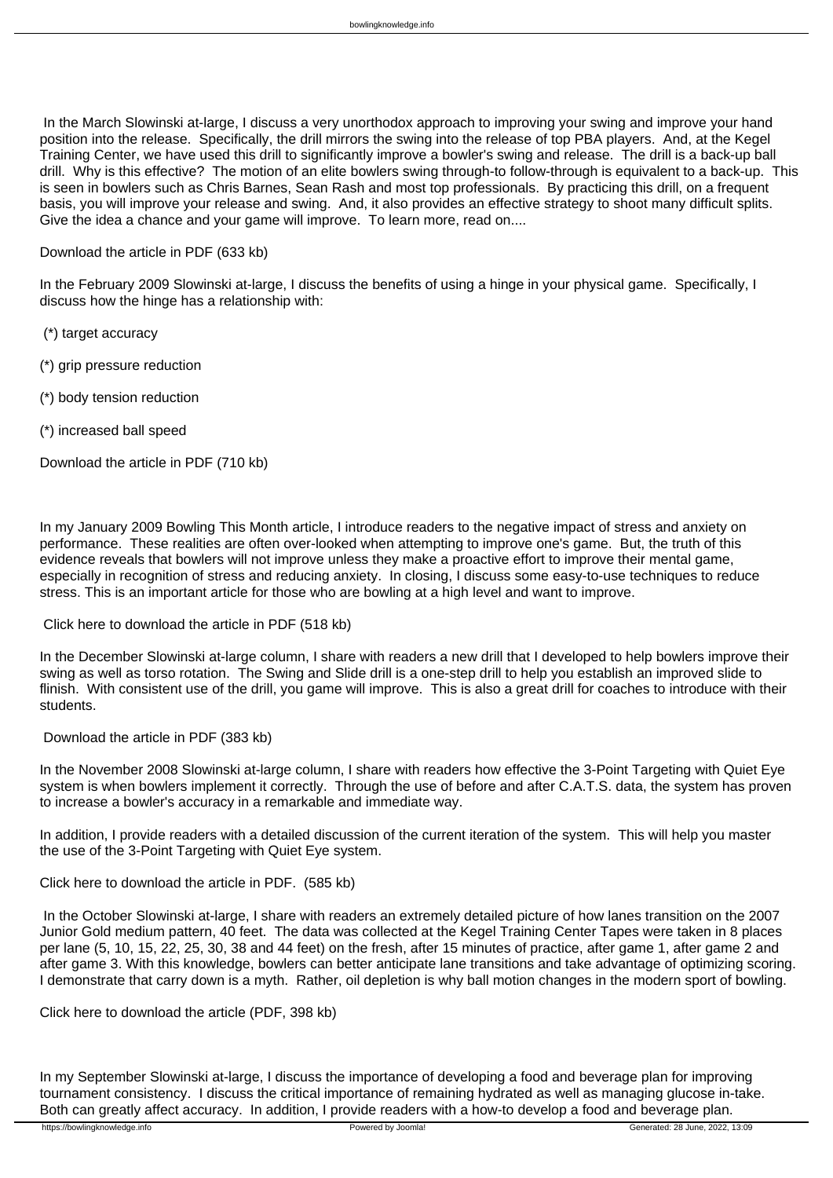In the March Slowinski at-large, I discuss a very unorthodox approach to improving your swing and improve your hand position into the release. Specifically, the drill mirrors the swing into the release of top PBA players. And, at the Kegel Training Center, we have used this drill to significantly improve a bowler's swing and release. The drill is a back-up ball drill. Why is this effective? The motion of an elite bowlers swing through-to follow-through is equivalent to a back-up. This is seen in bowlers such as Chris Barnes, Sean Rash and most top professionals. By practicing this drill, on a frequent basis, you will improve your release and swing. And, it also provides an effective strategy to shoot many difficult splits. Give the idea a chance and your game will improve. To learn more, read on....

Download the article in PDF (633 kb)

In the February 2009 Slowinski at-large, I discuss the benefits of using a hinge in your physical game. Specifically, I discuss how the hinge has a relationship with:

(*) target accuracy

(*) grip pressure reduction

(*) body tension reduction

(*) increased ball speed

Download the article in PDF (710 kb)

In my January 2009 Bowling This Month article, I introduce readers to the negative impact of stress and anxiety on performance. These realities are often over-looked when attempting to improve one's game. But, the truth of this evidence reveals that bowlers will not improve unless they make a proactive effort to improve their mental game, especially in recognition of stress and reducing anxiety. In closing, I discuss some easy-to-use techniques to reduce stress. This is an important article for those who are bowling at a high level and want to improve.

Click here to download the article in PDF (518 kb)

In the December Slowinski at-large column, I share with readers a new drill that I developed to help bowlers improve their swing as well as torso rotation. The Swing and Slide drill is a one-step drill to help you establish an improved slide to flinish. With consistent use of the drill, you game will improve. This is also a great drill for coaches to introduce with their students.

Download the article in PDF (383 kb)

In the November 2008 Slowinski at-large column, I share with readers how effective the 3-Point Targeting with Quiet Eye system is when bowlers implement it correctly. Through the use of before and after C.A.T.S. data, the system has proven to increase a bowler's accuracy in a remarkable and immediate way.

In addition, I provide readers with a detailed discussion of the current iteration of the system. This will help you master the use of the 3-Point Targeting with Quiet Eye system.

Click here to download the article in PDF. (585 kb)

In the October Slowinski at-large, I share with readers an extremely detailed picture of how lanes transition on the 2007 Junior Gold medium pattern, 40 feet. The data was collected at the Kegel Training Center Tapes were taken in 8 places per lane (5, 10, 15, 22, 25, 30, 38 and 44 feet) on the fresh, after 15 minutes of practice, after game 1, after game 2 and after game 3. With this knowledge, bowlers can better anticipate lane transitions and take advantage of optimizing scoring. I demonstrate that carry down is a myth. Rather, oil depletion is why ball motion changes in the modern sport of bowling.

Click here to download the article (PDF, 398 kb)

In my September Slowinski at-large, I discuss the importance of developing a food and beverage plan for improving tournament consistency. I discuss the critical importance of remaining hydrated as well as managing glucose in-take. Both can greatly affect accuracy. In addition, I provide readers with a how-to develop a food and beverage plan.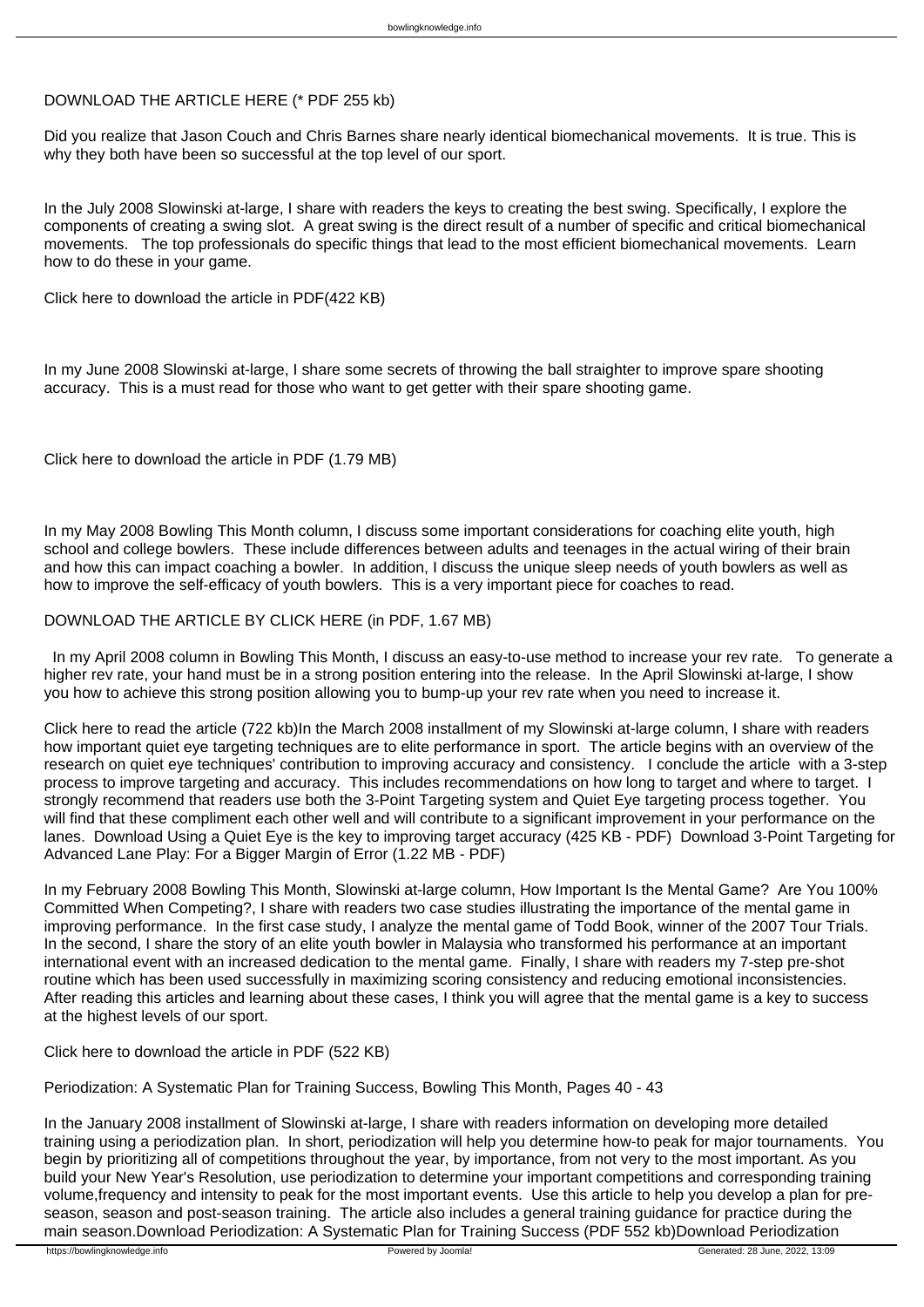DOWNLOAD THE ARTICLE HERE (* PDF 255 kb)

Did you realize that Jason Couch and Chris Barnes share nearly identical biomechanical movements. It is true. This is why they both have been so successful at the top level of our sport.

In the July 2008 Slowinski at-large, I share with readers the keys to creating the best swing. Specifically, I explore the components of creating a swing slot. A great swing is the direct result of a number of specific and critical biomechanical movements. The top professionals do specific things that lead to the most efficient biomechanical movements. Learn how to do these in your game.

Click here to download the article in PDF(422 KB)

In my June 2008 Slowinski at-large, I share some secrets of throwing the ball straighter to improve spare shooting accuracy. This is a must read for those who want to get getter with their spare shooting game.

Click here to download the article in PDF (1.79 MB)

In my May 2008 Bowling This Month column, I discuss some important considerations for coaching elite youth, high school and college bowlers. These include differences between adults and teenages in the actual wiring of their brain and how this can impact coaching a bowler. In addition, I discuss the unique sleep needs of youth bowlers as well as how to improve the self-efficacy of youth bowlers. This is a very important piece for coaches to read.

DOWNLOAD THE ARTICLE BY CLICK HERE (in PDF, 1.67 MB)

In my April 2008 column in Bowling This Month, I discuss an easy-to-use method to increase your rev rate. To generate a higher rev rate, your hand must be in a strong position entering into the release. In the April Slowinski at-large, I show you how to achieve this strong position allowing you to bump-up your rev rate when you need to increase it.

Click here to read the article (722 kb)In the March 2008 installment of my Slowinski at-large column, I share with readers how important quiet eye targeting techniques are to elite performance in sport. The article begins with an overview of the research on quiet eye techniques' contribution to improving accuracy and consistency. I conclude the article with a 3-step process to improve targeting and accuracy. This includes recommendations on how long to target and where to target. I strongly recommend that readers use both the 3-Point Targeting system and Quiet Eye targeting process together. You will find that these compliment each other well and will contribute to a significant improvement in your performance on the lanes. Download Using a Quiet Eye is the key to improving target accuracy (425 KB - PDF) Download 3-Point Targeting for Advanced Lane Play: For a Bigger Margin of Error (1.22 MB - PDF)

In my February 2008 Bowling This Month, Slowinski at-large column, How Important Is the Mental Game? Are You 100% Committed When Competing?, I share with readers two case studies illustrating the importance of the mental game in improving performance. In the first case study, I analyze the mental game of Todd Book, winner of the 2007 Tour Trials. In the second, I share the story of an elite youth bowler in Malaysia who transformed his performance at an important international event with an increased dedication to the mental game. Finally, I share with readers my 7-step pre-shot routine which has been used successfully in maximizing scoring consistency and reducing emotional inconsistencies. After reading this articles and learning about these cases, I think you will agree that the mental game is a key to success at the highest levels of our sport.

Click here to download the article in PDF (522 KB)

Periodization: A Systematic Plan for Training Success, Bowling This Month, Pages 40 - 43

In the January 2008 installment of Slowinski at-large, I share with readers information on developing more detailed training using a periodization plan. In short, periodization will help you determine how-to peak for major tournaments. You begin by prioritizing all of competitions throughout the year, by importance, from not very to the most important. As you build your New Year's Resolution, use periodization to determine your important competitions and corresponding training volume,frequency and intensity to peak for the most important events. Use this article to help you develop a plan for pre-season, season and post-season training. The article also includes a general training guidance for practice during the main season.Download Periodization: A Systematic Plan for Training Success (PDF 552 kb)Download Periodization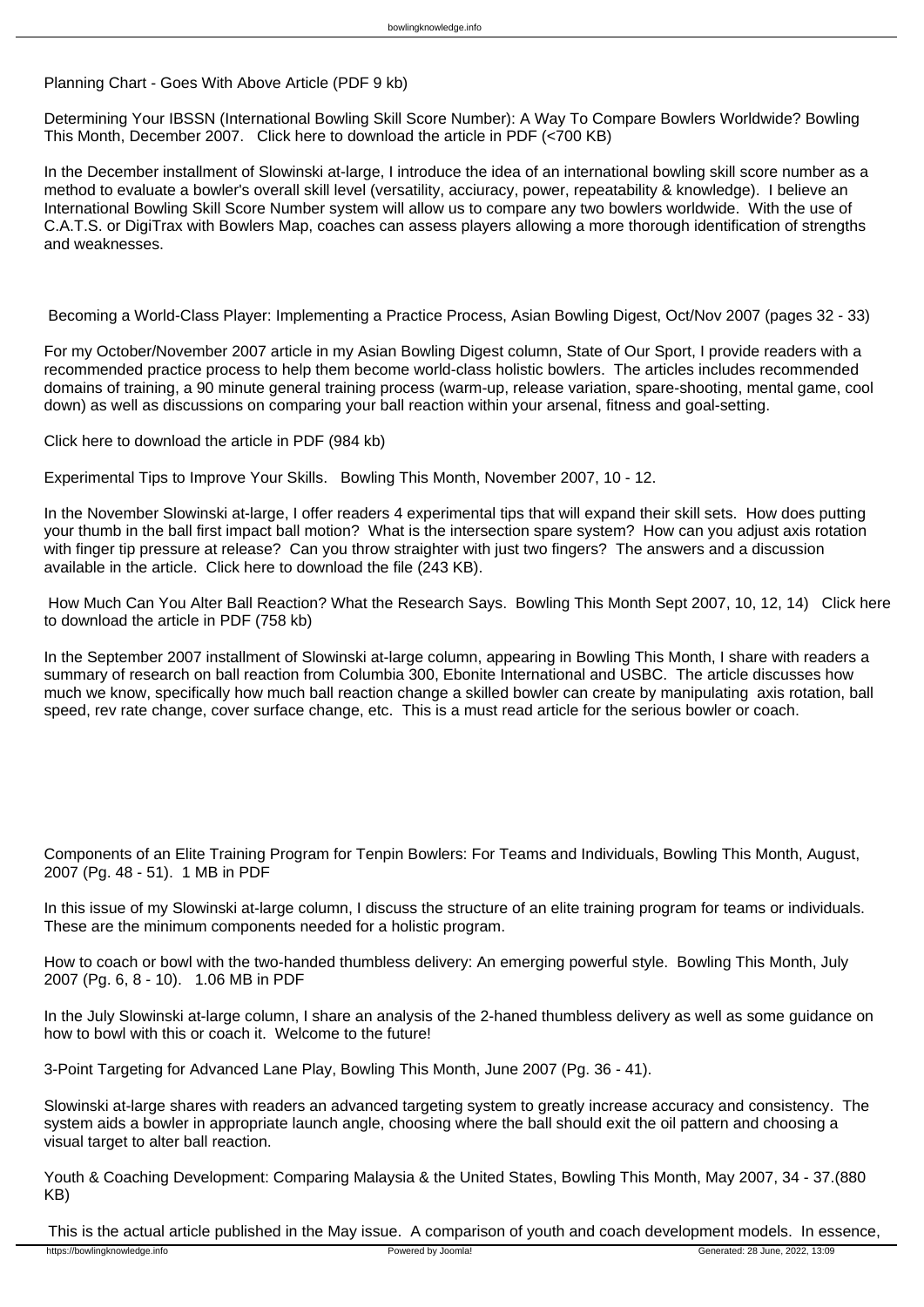Planning Chart - Goes With Above Article (PDF 9 kb)

Determining Your IBSSN (International Bowling Skill Score Number): A Way To Compare Bowlers Worldwide? Bowling This Month, December 2007. Click here to download the article in PDF (<700 KB)

In the December installment of Slowinski at-large, I introduce the idea of an international bowling skill score number as a method to evaluate a bowler's overall skill level (versatility, acciuracy, power, repeatability & knowledge). I believe an International Bowling Skill Score Number system will allow us to compare any two bowlers worldwide. With the use of C.A.T.S. or DigiTrax with Bowlers Map, coaches can assess players allowing a more thorough identification of strengths and weaknesses.

Becoming a World-Class Player: Implementing a Practice Process, Asian Bowling Digest, Oct/Nov 2007 (pages 32 - 33)

For my October/November 2007 article in my Asian Bowling Digest column, State of Our Sport, I provide readers with a recommended practice process to help them become world-class holistic bowlers. The articles includes recommended domains of training, a 90 minute general training process (warm-up, release variation, spare-shooting, mental game, cool down) as well as discussions on comparing your ball reaction within your arsenal, fitness and goal-setting.

Click here to download the article in PDF (984 kb)

Experimental Tips to Improve Your Skills. Bowling This Month, November 2007, 10 - 12.

In the November Slowinski at-large, I offer readers 4 experimental tips that will expand their skill sets. How does putting your thumb in the ball first impact ball motion? What is the intersection spare system? How can you adjust axis rotation with finger tip pressure at release? Can you throw straighter with just two fingers? The answers and a discussion available in the article. Click here to download the file (243 KB).

How Much Can You Alter Ball Reaction? What the Research Says. Bowling This Month Sept 2007, 10, 12, 14) Click here to download the article in PDF (758 kb)

In the September 2007 installment of Slowinski at-large column, appearing in Bowling This Month, I share with readers a summary of research on ball reaction from Columbia 300, Ebonite International and USBC. The article discusses how much we know, specifically how much ball reaction change a skilled bowler can create by manipulating axis rotation, ball speed, rev rate change, cover surface change, etc. This is a must read article for the serious bowler or coach.

Components of an Elite Training Program for Tenpin Bowlers: For Teams and Individuals, Bowling This Month, August, 2007 (Pg. 48 - 51). 1 MB in PDF

In this issue of my Slowinski at-large column, I discuss the structure of an elite training program for teams or individuals. These are the minimum components needed for a holistic program.

How to coach or bowl with the two-handed thumbless delivery: An emerging powerful style. Bowling This Month, July 2007 (Pg. 6, 8 - 10). 1.06 MB in PDF

In the July Slowinski at-large column, I share an analysis of the 2-haned thumbless delivery as well as some guidance on how to bowl with this or coach it. Welcome to the future!

3-Point Targeting for Advanced Lane Play, Bowling This Month, June 2007 (Pg. 36 - 41).

Slowinski at-large shares with readers an advanced targeting system to greatly increase accuracy and consistency. The system aids a bowler in appropriate launch angle, choosing where the ball should exit the oil pattern and choosing a visual target to alter ball reaction.

Youth & Coaching Development: Comparing Malaysia & the United States, Bowling This Month, May 2007, 34 - 37.(880 KB)

This is the actual article published in the May issue. A comparison of youth and coach development models. In essence,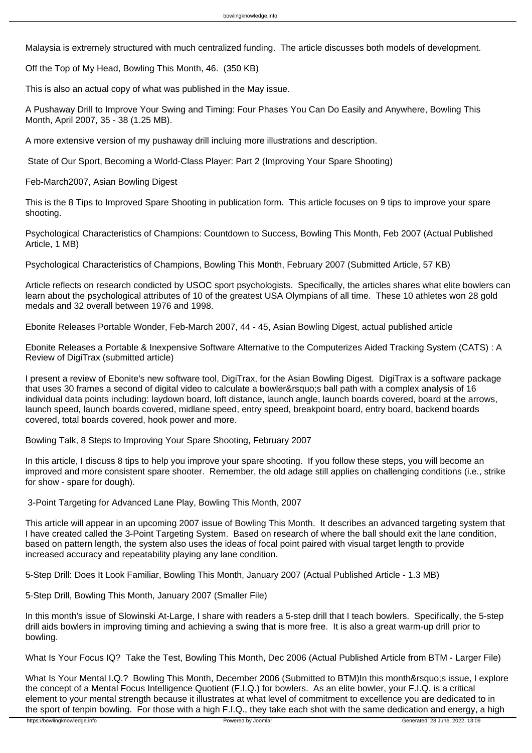Malaysia is extremely structured with much centralized funding. The article discusses both models of development.

Off the Top of My Head, Bowling This Month, 46. (350 KB)

This is also an actual copy of what was published in the May issue.

A Pushaway Drill to Improve Your Swing and Timing: Four Phases You Can Do Easily and Anywhere, Bowling This Month, April 2007, 35 - 38 (1.25 MB).

A more extensive version of my pushaway drill incluing more illustrations and description.

State of Our Sport, Becoming a World-Class Player: Part 2 (Improving Your Spare Shooting)

Feb-March2007, Asian Bowling Digest

This is the 8 Tips to Improved Spare Shooting in publication form. This article focuses on 9 tips to improve your spare shooting.

Psychological Characteristics of Champions: Countdown to Success, Bowling This Month, Feb 2007 (Actual Published Article, 1 MB)

Psychological Characteristics of Champions, Bowling This Month, February 2007 (Submitted Article, 57 KB)

Article reflects on research condicted by USOC sport psychologists. Specifically, the articles shares what elite bowlers can learn about the psychological attributes of 10 of the greatest USA Olympians of all time. These 10 athletes won 28 gold medals and 32 overall between 1976 and 1998.

Ebonite Releases Portable Wonder, Feb-March 2007, 44 - 45, Asian Bowling Digest, actual published article

Ebonite Releases a Portable & Inexpensive Software Alternative to the Computerizes Aided Tracking System (CATS) : A Review of DigiTrax (submitted article)

I present a review of Ebonite's new software tool, DigiTrax, for the Asian Bowling Digest. DigiTrax is a software package that uses 30 frames a second of digital video to calculate a bowler&rsquo;s ball path with a complex analysis of 16 individual data points including: laydown board, loft distance, launch angle, launch boards covered, board at the arrows, launch speed, launch boards covered, midlane speed, entry speed, breakpoint board, entry board, backend boards covered, total boards covered, hook power and more.

Bowling Talk, 8 Steps to Improving Your Spare Shooting, February 2007

In this article, I discuss 8 tips to help you improve your spare shooting. If you follow these steps, you will become an improved and more consistent spare shooter. Remember, the old adage still applies on challenging conditions (i.e., strike for show - spare for dough).

3-Point Targeting for Advanced Lane Play, Bowling This Month, 2007

This article will appear in an upcoming 2007 issue of Bowling This Month. It describes an advanced targeting system that I have created called the 3-Point Targeting System. Based on research of where the ball should exit the lane condition, based on pattern length, the system also uses the ideas of focal point paired with visual target length to provide increased accuracy and repeatability playing any lane condition.

5-Step Drill: Does It Look Familiar, Bowling This Month, January 2007 (Actual Published Article - 1.3 MB)

5-Step Drill, Bowling This Month, January 2007 (Smaller File)

In this month's issue of Slowinski At-Large, I share with readers a 5-step drill that I teach bowlers. Specifically, the 5-step drill aids bowlers in improving timing and achieving a swing that is more free. It is also a great warm-up drill prior to bowling.

What Is Your Focus IQ? Take the Test, Bowling This Month, Dec 2006 (Actual Published Article from BTM - Larger File)

What Is Your Mental I.Q.? Bowling This Month, December 2006 (Submitted to BTM)In this month&rsquo;s issue, I explore the concept of a Mental Focus Intelligence Quotient (F.I.Q.) for bowlers. As an elite bowler, your F.I.Q. is a critical element to your mental strength because it illustrates at what level of commitment to excellence you are dedicated to in the sport of tenpin bowling. For those with a high F.I.Q., they take each shot with the same dedication and energy, a high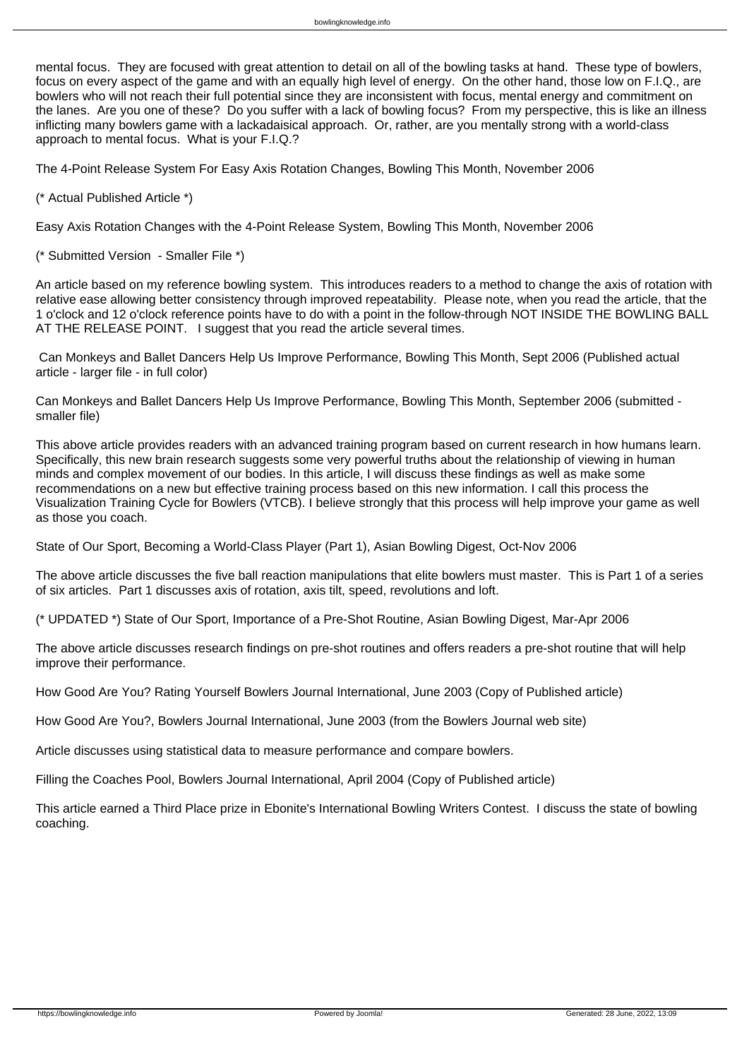mental focus. They are focused with great attention to detail on all of the bowling tasks at hand. These type of bowlers, focus on every aspect of the game and with an equally high level of energy. On the other hand, those low on F.I.Q., are bowlers who will not reach their full potential since they are inconsistent with focus, mental energy and commitment on the lanes. Are you one of these? Do you suffer with a lack of bowling focus? From my perspective, this is like an illness inflicting many bowlers game with a lackadaisical approach. Or, rather, are you mentally strong with a world-class approach to mental focus. What is your F.I.Q.?

The 4-Point Release System For Easy Axis Rotation Changes, Bowling This Month, November 2006

(* Actual Published Article *)

Easy Axis Rotation Changes with the 4-Point Release System, Bowling This Month, November 2006

(* Submitted Version - Smaller File *)

An article based on my reference bowling system. This introduces readers to a method to change the axis of rotation with relative ease allowing better consistency through improved repeatability. Please note, when you read the article, that the 1 o'clock and 12 o'clock reference points have to do with a point in the follow-through NOT INSIDE THE BOWLING BALL AT THE RELEASE POINT. I suggest that you read the article several times.

Can Monkeys and Ballet Dancers Help Us Improve Performance, Bowling This Month, Sept 2006 (Published actual article - larger file - in full color)

Can Monkeys and Ballet Dancers Help Us Improve Performance, Bowling This Month, September 2006 (submitted - smaller file)

This above article provides readers with an advanced training program based on current research in how humans learn. Specifically, this new brain research suggests some very powerful truths about the relationship of viewing in human minds and complex movement of our bodies. In this article, I will discuss these findings as well as make some recommendations on a new but effective training process based on this new information. I call this process the Visualization Training Cycle for Bowlers (VTCB). I believe strongly that this process will help improve your game as well as those you coach.

State of Our Sport, Becoming a World-Class Player (Part 1), Asian Bowling Digest, Oct-Nov 2006

The above article discusses the five ball reaction manipulations that elite bowlers must master. This is Part 1 of a series of six articles. Part 1 discusses axis of rotation, axis tilt, speed, revolutions and loft.

(* UPDATED *) State of Our Sport, Importance of a Pre-Shot Routine, Asian Bowling Digest, Mar-Apr 2006

The above article discusses research findings on pre-shot routines and offers readers a pre-shot routine that will help improve their performance.

How Good Are You? Rating Yourself Bowlers Journal International, June 2003 (Copy of Published article)

How Good Are You?, Bowlers Journal International, June 2003 (from the Bowlers Journal web site)

Article discusses using statistical data to measure performance and compare bowlers.

Filling the Coaches Pool, Bowlers Journal International, April 2004 (Copy of Published article)

This article earned a Third Place prize in Ebonite's International Bowling Writers Contest. I discuss the state of bowling coaching.